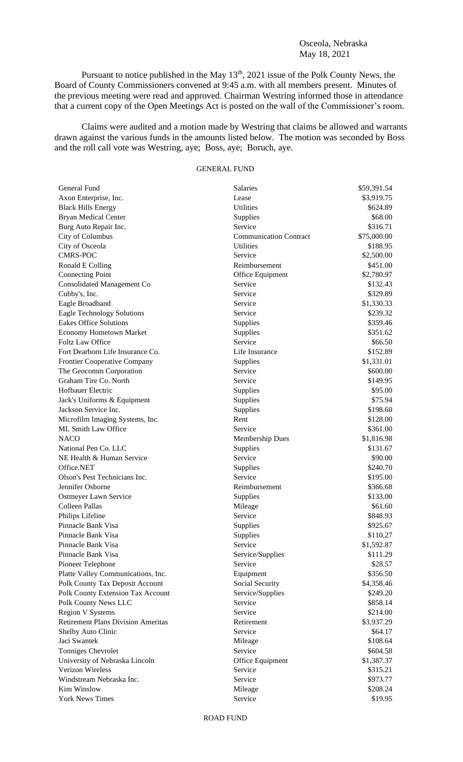Osceola, Nebraska
May 18, 2021

Pursuant to notice published in the May 13th, 2021 issue of the Polk County News, the Board of County Commissioners convened at 9:45 a.m. with all members present. Minutes of the previous meeting were read and approved. Chairman Westring informed those in attendance that a current copy of the Open Meetings Act is posted on the wall of the Commissioner's room.

Claims were audited and a motion made by Westring that claims be allowed and warrants drawn against the various funds in the amounts listed below. The motion was seconded by Boss and the roll call vote was Westring, aye; Boss, aye; Boruch, aye.

GENERAL FUND

| | | |
|---|---|---|
| General Fund | Salaries | \$59,391.54 |
| Axon Enterprise, Inc. | Lease | \$3,919.75 |
| Black Hills Energy | Utilities | \$624.89 |
| Bryan Medical Center | Supplies | \$68.00 |
| Burg Auto Repair Inc. | Service | \$316.71 |
| City of Columbus | Communication Contract | \$75,000.00 |
| City of Osceola | Utilities | \$188.95 |
| CMRS-POC | Service | \$2,500.00 |
| Ronald E Colling | Reimbursement | \$451.00 |
| Connecting Point | Office Equipment | \$2,780.97 |
| Consolidated Management Co | Service | \$132.43 |
| Cubby's, Inc. | Service | \$329.89 |
| Eagle Broadband | Service | \$1,330.33 |
| Eagle Technology Solutions | Service | \$239.32 |
| Eakes Office Solutions | Supplies | \$359.46 |
| Economy Hometown Market | Supplies | \$351.62 |
| Foltz Law Office | Service | \$66.50 |
| Fort Dearborn Life Insurance Co. | Life Insurance | \$152.89 |
| Frontier Cooperative Company | Supplies | \$1,331.01 |
| The Geocomm Corporation | Service | \$600.00 |
| Graham Tire Co. North | Service | \$149.95 |
| Hofbauer Electric | Supplies | \$95.00 |
| Jack's Uniforms & Equipment | Supplies | \$75.94 |
| Jackson Service Inc. | Supplies | \$198.60 |
| Microfilm Imaging Systems, Inc. | Rent | \$128.00 |
| ML Smith Law Office | Service | \$361.00 |
| NACO | Membership Dues | \$1,816.98 |
| National Pen Co. LLC | Supplies | \$131.67 |
| NE Health & Human Service | Service | \$90.00 |
| Office.NET | Supplies | \$240.70 |
| Olson's Pest Technicians Inc. | Service | \$195.00 |
| Jennifer Osborne | Reimbursement | \$366.68 |
| Ostmeyer Lawn Service | Supplies | \$133.00 |
| Colleen Pallas | Mileage | \$61.60 |
| Philips Lifeline | Service | \$848.93 |
| Pinnacle Bank Visa | Supplies | \$925.67 |
| Pinnacle Bank Visa | Supplies | \$110.27 |
| Pinnacle Bank Visa | Service | \$1,592.87 |
| Pinnacle Bank Visa | Service/Supplies | \$111.29 |
| Pioneer Telephone | Service | \$28.57 |
| Platte Valley Communications, Inc. | Equipment | \$356.50 |
| Polk County Tax Deposit Account | Social Security | \$4,358.46 |
| Polk County Extension Tax Account | Service/Supplies | \$249.20 |
| Polk County News LLC | Service | \$858.14 |
| Region V Systems | Service | \$214.00 |
| Retirement Plans Division Ameritas | Retirement | \$3,937.29 |
| Shelby Auto Clinic | Service | \$64.17 |
| Jaci Swantek | Mileage | \$108.64 |
| Tonniges Chevrolet | Service | \$604.58 |
| University of Nebraska Lincoln | Office Equipment | \$1,387.37 |
| Verizon Wireless | Service | \$315.21 |
| Windstream Nebraska Inc. | Service | \$973.77 |
| Kim Winslow | Mileage | \$208.24 |
| York News Times | Service | \$19.95 |

ROAD FUND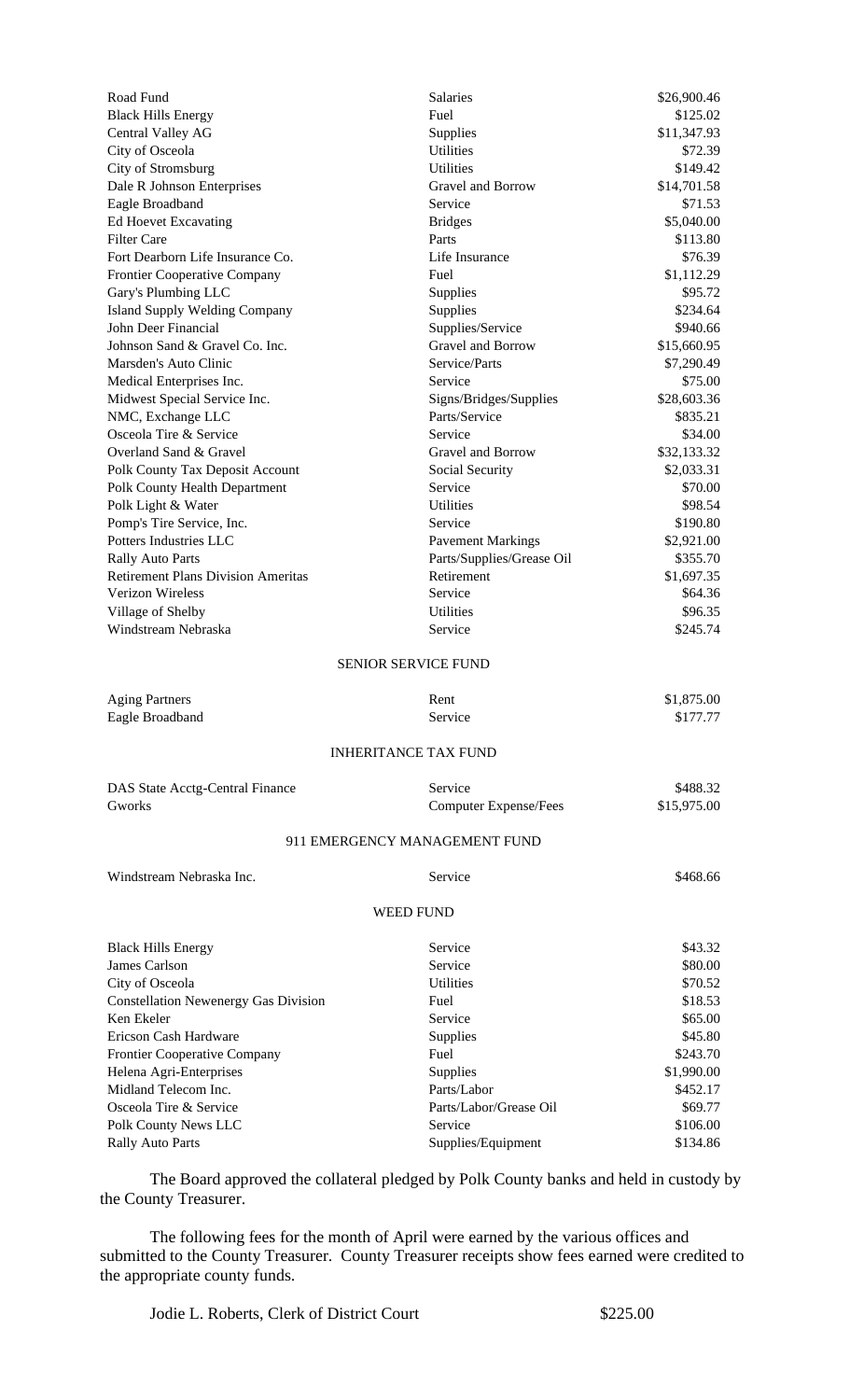| | | |
|---|---|---|
| Road Fund | Salaries | $26,900.46 |
| Black Hills Energy | Fuel | $125.02 |
| Central Valley AG | Supplies | $11,347.93 |
| City of Osceola | Utilities | $72.39 |
| City of Stromsburg | Utilities | $149.42 |
| Dale R Johnson Enterprises | Gravel and Borrow | $14,701.58 |
| Eagle Broadband | Service | $71.53 |
| Ed Hoevet Excavating | Bridges | $5,040.00 |
| Filter Care | Parts | $113.80 |
| Fort Dearborn Life Insurance Co. | Life Insurance | $76.39 |
| Frontier Cooperative Company | Fuel | $1,112.29 |
| Gary's Plumbing LLC | Supplies | $95.72 |
| Island Supply Welding Company | Supplies | $234.64 |
| John Deer Financial | Supplies/Service | $940.66 |
| Johnson Sand & Gravel Co. Inc. | Gravel and Borrow | $15,660.95 |
| Marsden's Auto Clinic | Service/Parts | $7,290.49 |
| Medical Enterprises Inc. | Service | $75.00 |
| Midwest Special Service Inc. | Signs/Bridges/Supplies | $28,603.36 |
| NMC, Exchange LLC | Parts/Service | $835.21 |
| Osceola Tire & Service | Service | $34.00 |
| Overland Sand & Gravel | Gravel and Borrow | $32,133.32 |
| Polk County Tax Deposit Account | Social Security | $2,033.31 |
| Polk County Health Department | Service | $70.00 |
| Polk Light & Water | Utilities | $98.54 |
| Pomp's Tire Service, Inc. | Service | $190.80 |
| Potters Industries LLC | Pavement Markings | $2,921.00 |
| Rally Auto Parts | Parts/Supplies/Grease Oil | $355.70 |
| Retirement Plans Division Ameritas | Retirement | $1,697.35 |
| Verizon Wireless | Service | $64.36 |
| Village of Shelby | Utilities | $96.35 |
| Windstream Nebraska | Service | $245.74 |

SENIOR SERVICE FUND

| | | |
|---|---|---|
| Aging Partners | Rent | $1,875.00 |
| Eagle Broadband | Service | $177.77 |

INHERITANCE TAX FUND

| | | |
|---|---|---|
| DAS State Acctg-Central Finance | Service | $488.32 |
| Gworks | Computer Expense/Fees | $15,975.00 |

911 EMERGENCY MANAGEMENT FUND

| | | |
|---|---|---|
| Windstream Nebraska Inc. | Service | $468.66 |

WEED FUND

| | | |
|---|---|---|
| Black Hills Energy | Service | $43.32 |
| James Carlson | Service | $80.00 |
| City of Osceola | Utilities | $70.52 |
| Constellation Newenergy Gas Division | Fuel | $18.53 |
| Ken Ekeler | Service | $65.00 |
| Ericson Cash Hardware | Supplies | $45.80 |
| Frontier Cooperative Company | Fuel | $243.70 |
| Helena Agri-Enterprises | Supplies | $1,990.00 |
| Midland Telecom Inc. | Parts/Labor | $452.17 |
| Osceola Tire & Service | Parts/Labor/Grease Oil | $69.77 |
| Polk County News LLC | Service | $106.00 |
| Rally Auto Parts | Supplies/Equipment | $134.86 |

The Board approved the collateral pledged by Polk County banks and held in custody by the County Treasurer.

The following fees for the month of April were earned by the various offices and submitted to the County Treasurer. County Treasurer receipts show fees earned were credited to the appropriate county funds.

| | |
|---|---|
| Jodie L. Roberts, Clerk of District Court | $225.00 |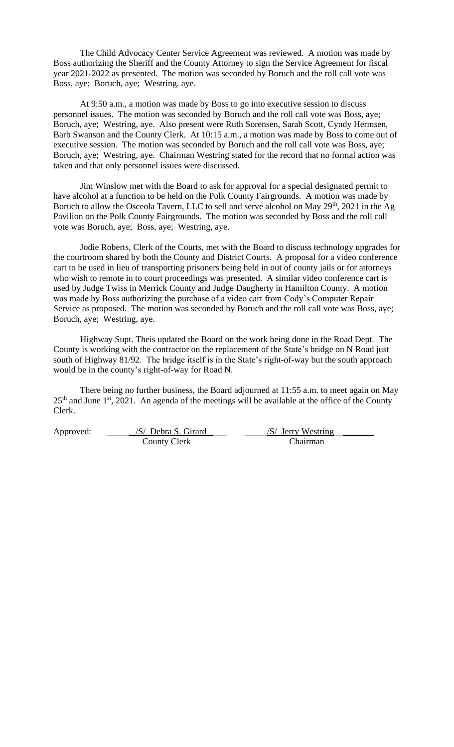The Child Advocacy Center Service Agreement was reviewed. A motion was made by Boss authorizing the Sheriff and the County Attorney to sign the Service Agreement for fiscal year 2021-2022 as presented. The motion was seconded by Boruch and the roll call vote was Boss, aye; Boruch, aye; Westring, aye.

At 9:50 a.m., a motion was made by Boss to go into executive session to discuss personnel issues. The motion was seconded by Boruch and the roll call vote was Boss, aye; Boruch, aye; Westring, aye. Also present were Ruth Sorensen, Sarah Scott, Cyndy Hermsen, Barb Swanson and the County Clerk. At 10:15 a.m., a motion was made by Boss to come out of executive session. The motion was seconded by Boruch and the roll call vote was Boss, aye; Boruch, aye; Westring, aye. Chairman Westring stated for the record that no formal action was taken and that only personnel issues were discussed.

Jim Winslow met with the Board to ask for approval for a special designated permit to have alcohol at a function to be held on the Polk County Fairgrounds. A motion was made by Boruch to allow the Osceola Tavern, LLC to sell and serve alcohol on May 29th, 2021 in the Ag Pavilion on the Polk County Fairgrounds. The motion was seconded by Boss and the roll call vote was Boruch, aye; Boss, aye; Westring, aye.

Jodie Roberts, Clerk of the Courts, met with the Board to discuss technology upgrades for the courtroom shared by both the County and District Courts. A proposal for a video conference cart to be used in lieu of transporting prisoners being held in out of county jails or for attorneys who wish to remote in to court proceedings was presented. A similar video conference cart is used by Judge Twiss in Merrick County and Judge Daugherty in Hamilton County. A motion was made by Boss authorizing the purchase of a video cart from Cody's Computer Repair Service as proposed. The motion was seconded by Boruch and the roll call vote was Boss, aye; Boruch, aye; Westring, aye.

Highway Supt. Theis updated the Board on the work being done in the Road Dept. The County is working with the contractor on the replacement of the State's bridge on N Road just south of Highway 81/92. The bridge itself is in the State's right-of-way but the south approach would be in the county's right-of-way for Road N.

There being no further business, the Board adjourned at 11:55 a.m. to meet again on May 25th and June 1st, 2021. An agenda of the meetings will be available at the office of the County Clerk.

Approved: /S/ Debra S. Girard — County Clerk     /S/ Jerry Westring — Chairman